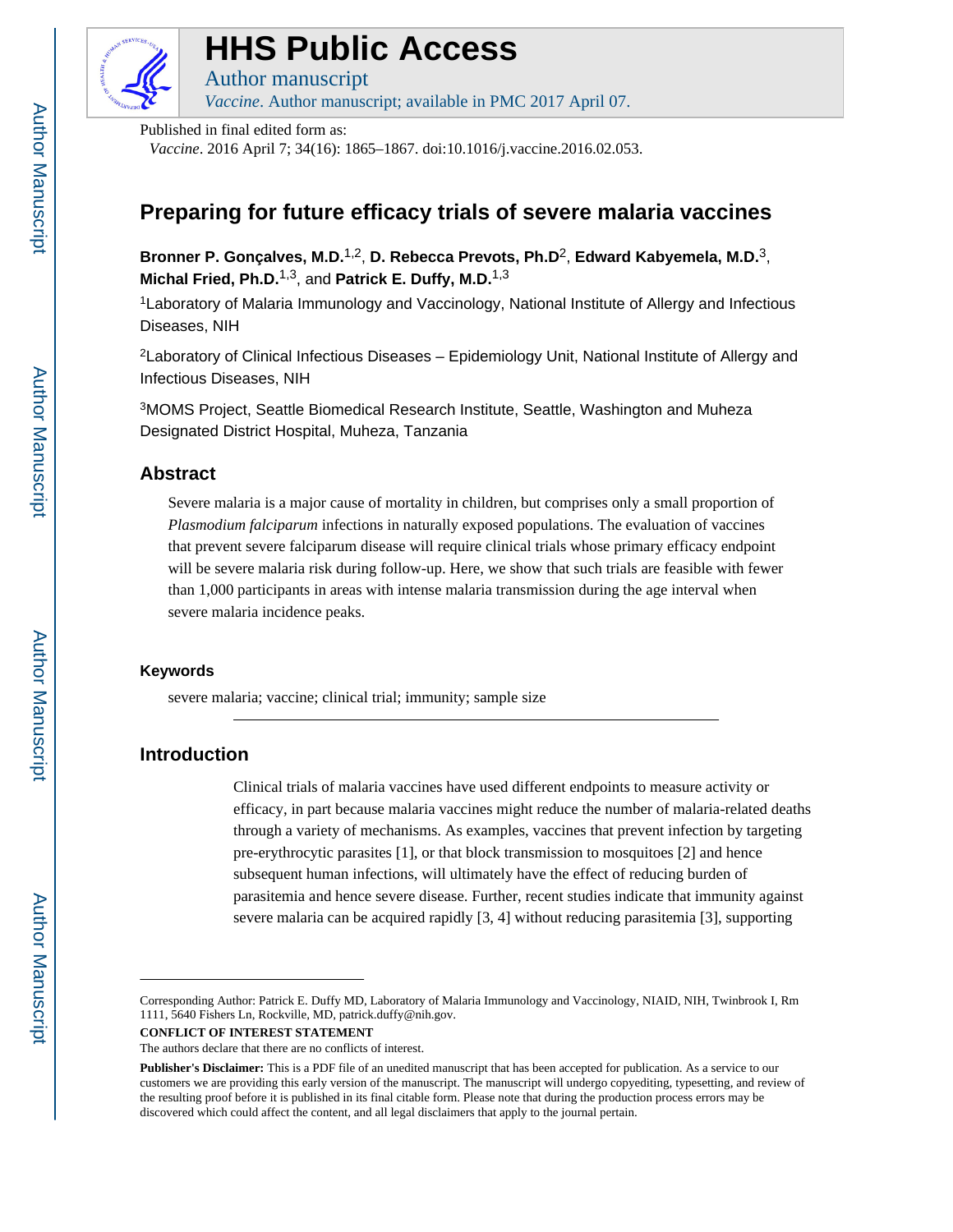# HHS Public Access

Author manuscript

*Vaccine*. Author manuscript; available in PMC 2017 April 07.

Published in final edited form as:

*Vaccine*. 2016 April 7; 34(16): 1865–1867. doi:10.1016/j.vaccine.2016.02.053.

## Preparing for future efficacy trials of severe malaria vaccines

**Bronner P. Gonçalves, M.D.**[1,2], **D. Rebecca Prevots, Ph.D**[2], **Edward Kabyemela, M.D.**[3], **Michal Fried, Ph.D.**[1,3], and **Patrick E. Duffy, M.D.**[1,3]

[1]Laboratory of Malaria Immunology and Vaccinology, National Institute of Allergy and Infectious Diseases, NIH

[2]Laboratory of Clinical Infectious Diseases – Epidemiology Unit, National Institute of Allergy and Infectious Diseases, NIH

[3]MOMS Project, Seattle Biomedical Research Institute, Seattle, Washington and Muheza Designated District Hospital, Muheza, Tanzania

### Abstract

Severe malaria is a major cause of mortality in children, but comprises only a small proportion of *Plasmodium falciparum* infections in naturally exposed populations. The evaluation of vaccines that prevent severe falciparum disease will require clinical trials whose primary efficacy endpoint will be severe malaria risk during follow-up. Here, we show that such trials are feasible with fewer than 1,000 participants in areas with intense malaria transmission during the age interval when severe malaria incidence peaks.

### Keywords

severe malaria; vaccine; clinical trial; immunity; sample size

### Introduction

Clinical trials of malaria vaccines have used different endpoints to measure activity or efficacy, in part because malaria vaccines might reduce the number of malaria-related deaths through a variety of mechanisms. As examples, vaccines that prevent infection by targeting pre-erythrocytic parasites [1], or that block transmission to mosquitoes [2] and hence subsequent human infections, will ultimately have the effect of reducing burden of parasitemia and hence severe disease. Further, recent studies indicate that immunity against severe malaria can be acquired rapidly [3, 4] without reducing parasitemia [3], supporting

---

Corresponding Author: Patrick E. Duffy MD, Laboratory of Malaria Immunology and Vaccinology, NIAID, NIH, Twinbrook I, Rm 1111, 5640 Fishers Ln, Rockville, MD, patrick.duffy@nih.gov.

**CONFLICT OF INTEREST STATEMENT**

The authors declare that there are no conflicts of interest.

**Publisher's Disclaimer:** This is a PDF file of an unedited manuscript that has been accepted for publication. As a service to our customers we are providing this early version of the manuscript. The manuscript will undergo copyediting, typesetting, and review of the resulting proof before it is published in its final citable form. Please note that during the production process errors may be discovered which could affect the content, and all legal disclaimers that apply to the journal pertain.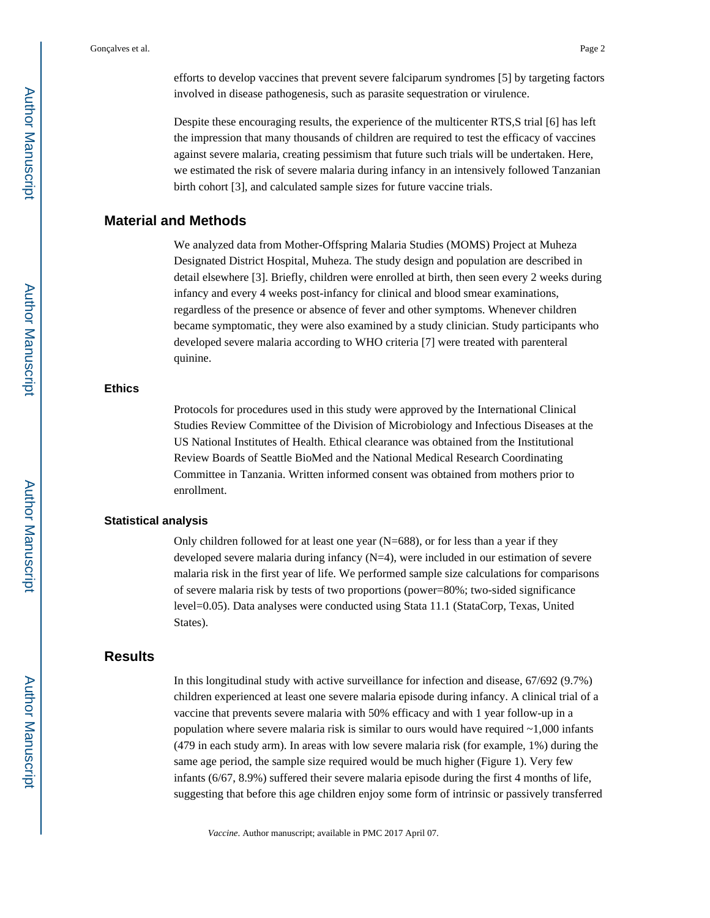efforts to develop vaccines that prevent severe falciparum syndromes [5] by targeting factors involved in disease pathogenesis, such as parasite sequestration or virulence.

Despite these encouraging results, the experience of the multicenter RTS,S trial [6] has left the impression that many thousands of children are required to test the efficacy of vaccines against severe malaria, creating pessimism that future such trials will be undertaken. Here, we estimated the risk of severe malaria during infancy in an intensively followed Tanzanian birth cohort [3], and calculated sample sizes for future vaccine trials.

## Material and Methods

We analyzed data from Mother-Offspring Malaria Studies (MOMS) Project at Muheza Designated District Hospital, Muheza. The study design and population are described in detail elsewhere [3]. Briefly, children were enrolled at birth, then seen every 2 weeks during infancy and every 4 weeks post-infancy for clinical and blood smear examinations, regardless of the presence or absence of fever and other symptoms. Whenever children became symptomatic, they were also examined by a study clinician. Study participants who developed severe malaria according to WHO criteria [7] were treated with parenteral quinine.

### Ethics

Protocols for procedures used in this study were approved by the International Clinical Studies Review Committee of the Division of Microbiology and Infectious Diseases at the US National Institutes of Health. Ethical clearance was obtained from the Institutional Review Boards of Seattle BioMed and the National Medical Research Coordinating Committee in Tanzania. Written informed consent was obtained from mothers prior to enrollment.

### Statistical analysis

Only children followed for at least one year (N=688), or for less than a year if they developed severe malaria during infancy (N=4), were included in our estimation of severe malaria risk in the first year of life. We performed sample size calculations for comparisons of severe malaria risk by tests of two proportions (power=80%; two-sided significance level=0.05). Data analyses were conducted using Stata 11.1 (StataCorp, Texas, United States).

## Results

In this longitudinal study with active surveillance for infection and disease, 67/692 (9.7%) children experienced at least one severe malaria episode during infancy. A clinical trial of a vaccine that prevents severe malaria with 50% efficacy and with 1 year follow-up in a population where severe malaria risk is similar to ours would have required ~1,000 infants (479 in each study arm). In areas with low severe malaria risk (for example, 1%) during the same age period, the sample size required would be much higher (Figure 1). Very few infants (6/67, 8.9%) suffered their severe malaria episode during the first 4 months of life, suggesting that before this age children enjoy some form of intrinsic or passively transferred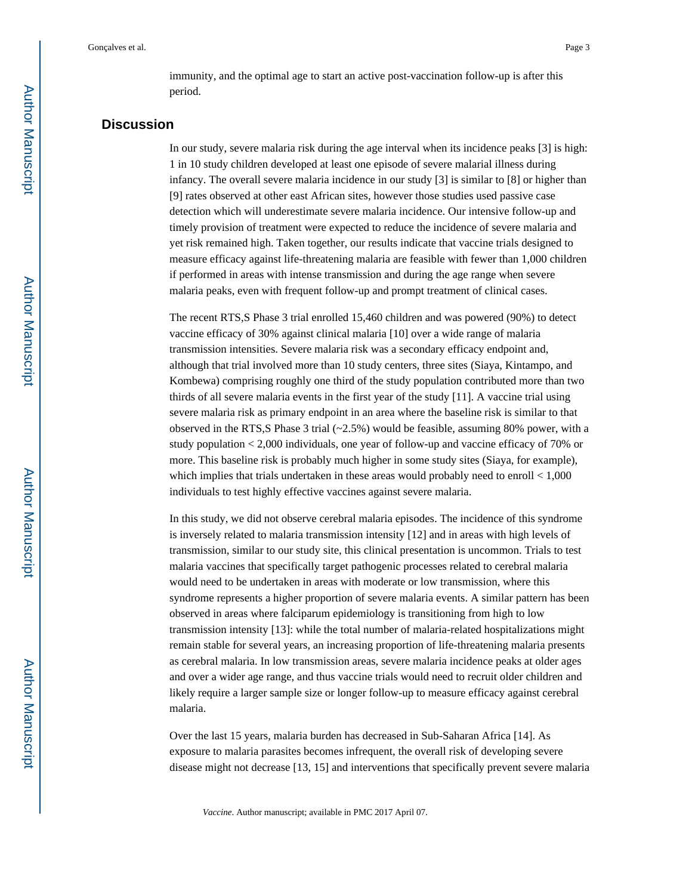immunity, and the optimal age to start an active post-vaccination follow-up is after this period.

## Discussion

In our study, severe malaria risk during the age interval when its incidence peaks [3] is high: 1 in 10 study children developed at least one episode of severe malarial illness during infancy. The overall severe malaria incidence in our study [3] is similar to [8] or higher than [9] rates observed at other east African sites, however those studies used passive case detection which will underestimate severe malaria incidence. Our intensive follow-up and timely provision of treatment were expected to reduce the incidence of severe malaria and yet risk remained high. Taken together, our results indicate that vaccine trials designed to measure efficacy against life-threatening malaria are feasible with fewer than 1,000 children if performed in areas with intense transmission and during the age range when severe malaria peaks, even with frequent follow-up and prompt treatment of clinical cases.

The recent RTS,S Phase 3 trial enrolled 15,460 children and was powered (90%) to detect vaccine efficacy of 30% against clinical malaria [10] over a wide range of malaria transmission intensities. Severe malaria risk was a secondary efficacy endpoint and, although that trial involved more than 10 study centers, three sites (Siaya, Kintampo, and Kombewa) comprising roughly one third of the study population contributed more than two thirds of all severe malaria events in the first year of the study [11]. A vaccine trial using severe malaria risk as primary endpoint in an area where the baseline risk is similar to that observed in the RTS,S Phase 3 trial (~2.5%) would be feasible, assuming 80% power, with a study population < 2,000 individuals, one year of follow-up and vaccine efficacy of 70% or more. This baseline risk is probably much higher in some study sites (Siaya, for example), which implies that trials undertaken in these areas would probably need to enroll < 1,000 individuals to test highly effective vaccines against severe malaria.

In this study, we did not observe cerebral malaria episodes. The incidence of this syndrome is inversely related to malaria transmission intensity [12] and in areas with high levels of transmission, similar to our study site, this clinical presentation is uncommon. Trials to test malaria vaccines that specifically target pathogenic processes related to cerebral malaria would need to be undertaken in areas with moderate or low transmission, where this syndrome represents a higher proportion of severe malaria events. A similar pattern has been observed in areas where falciparum epidemiology is transitioning from high to low transmission intensity [13]: while the total number of malaria-related hospitalizations might remain stable for several years, an increasing proportion of life-threatening malaria presents as cerebral malaria. In low transmission areas, severe malaria incidence peaks at older ages and over a wider age range, and thus vaccine trials would need to recruit older children and likely require a larger sample size or longer follow-up to measure efficacy against cerebral malaria.

Over the last 15 years, malaria burden has decreased in Sub-Saharan Africa [14]. As exposure to malaria parasites becomes infrequent, the overall risk of developing severe disease might not decrease [13, 15] and interventions that specifically prevent severe malaria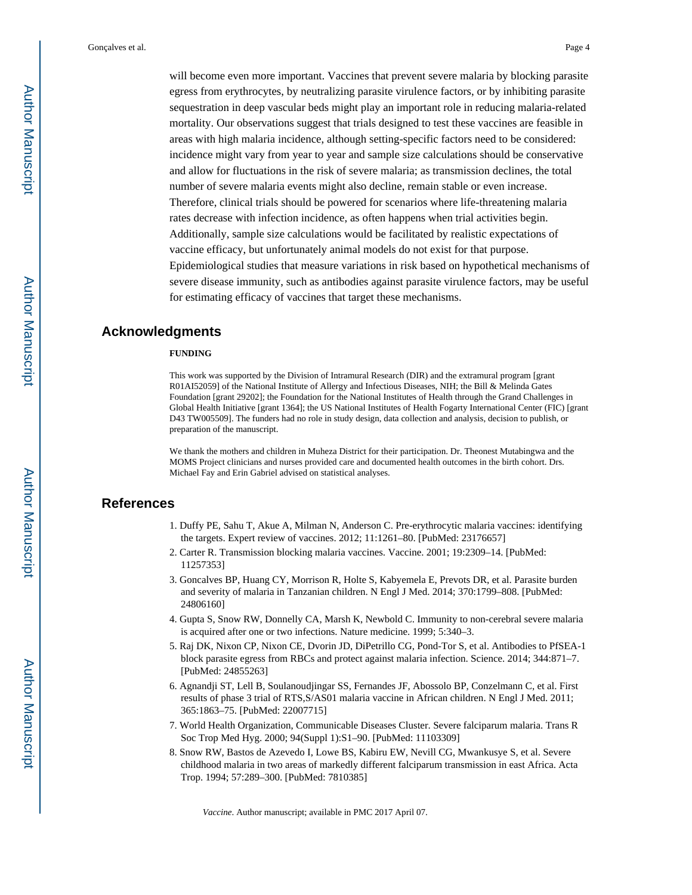will become even more important. Vaccines that prevent severe malaria by blocking parasite egress from erythrocytes, by neutralizing parasite virulence factors, or by inhibiting parasite sequestration in deep vascular beds might play an important role in reducing malaria-related mortality. Our observations suggest that trials designed to test these vaccines are feasible in areas with high malaria incidence, although setting-specific factors need to be considered: incidence might vary from year to year and sample size calculations should be conservative and allow for fluctuations in the risk of severe malaria; as transmission declines, the total number of severe malaria events might also decline, remain stable or even increase. Therefore, clinical trials should be powered for scenarios where life-threatening malaria rates decrease with infection incidence, as often happens when trial activities begin. Additionally, sample size calculations would be facilitated by realistic expectations of vaccine efficacy, but unfortunately animal models do not exist for that purpose. Epidemiological studies that measure variations in risk based on hypothetical mechanisms of severe disease immunity, such as antibodies against parasite virulence factors, may be useful for estimating efficacy of vaccines that target these mechanisms.

## Acknowledgments

**FUNDING**

This work was supported by the Division of Intramural Research (DIR) and the extramural program [grant R01AI52059] of the National Institute of Allergy and Infectious Diseases, NIH; the Bill & Melinda Gates Foundation [grant 29202]; the Foundation for the National Institutes of Health through the Grand Challenges in Global Health Initiative [grant 1364]; the US National Institutes of Health Fogarty International Center (FIC) [grant D43 TW005509]. The funders had no role in study design, data collection and analysis, decision to publish, or preparation of the manuscript.

We thank the mothers and children in Muheza District for their participation. Dr. Theonest Mutabingwa and the MOMS Project clinicians and nurses provided care and documented health outcomes in the birth cohort. Drs. Michael Fay and Erin Gabriel advised on statistical analyses.

## References

1. Duffy PE, Sahu T, Akue A, Milman N, Anderson C. Pre-erythrocytic malaria vaccines: identifying the targets. Expert review of vaccines. 2012; 11:1261–80. [PubMed: 23176657]
2. Carter R. Transmission blocking malaria vaccines. Vaccine. 2001; 19:2309–14. [PubMed: 11257353]
3. Goncalves BP, Huang CY, Morrison R, Holte S, Kabyemela E, Prevots DR, et al. Parasite burden and severity of malaria in Tanzanian children. N Engl J Med. 2014; 370:1799–808. [PubMed: 24806160]
4. Gupta S, Snow RW, Donnelly CA, Marsh K, Newbold C. Immunity to non-cerebral severe malaria is acquired after one or two infections. Nature medicine. 1999; 5:340–3.
5. Raj DK, Nixon CP, Nixon CE, Dvorin JD, DiPetrillo CG, Pond-Tor S, et al. Antibodies to PfSEA-1 block parasite egress from RBCs and protect against malaria infection. Science. 2014; 344:871–7. [PubMed: 24855263]
6. Agnandji ST, Lell B, Soulanoudjingar SS, Fernandes JF, Abossolo BP, Conzelmann C, et al. First results of phase 3 trial of RTS,S/AS01 malaria vaccine in African children. N Engl J Med. 2011; 365:1863–75. [PubMed: 22007715]
7. World Health Organization, Communicable Diseases Cluster. Severe falciparum malaria. Trans R Soc Trop Med Hyg. 2000; 94(Suppl 1):S1–90. [PubMed: 11103309]
8. Snow RW, Bastos de Azevedo I, Lowe BS, Kabiru EW, Nevill CG, Mwankusye S, et al. Severe childhood malaria in two areas of markedly different falciparum transmission in east Africa. Acta Trop. 1994; 57:289–300. [PubMed: 7810385]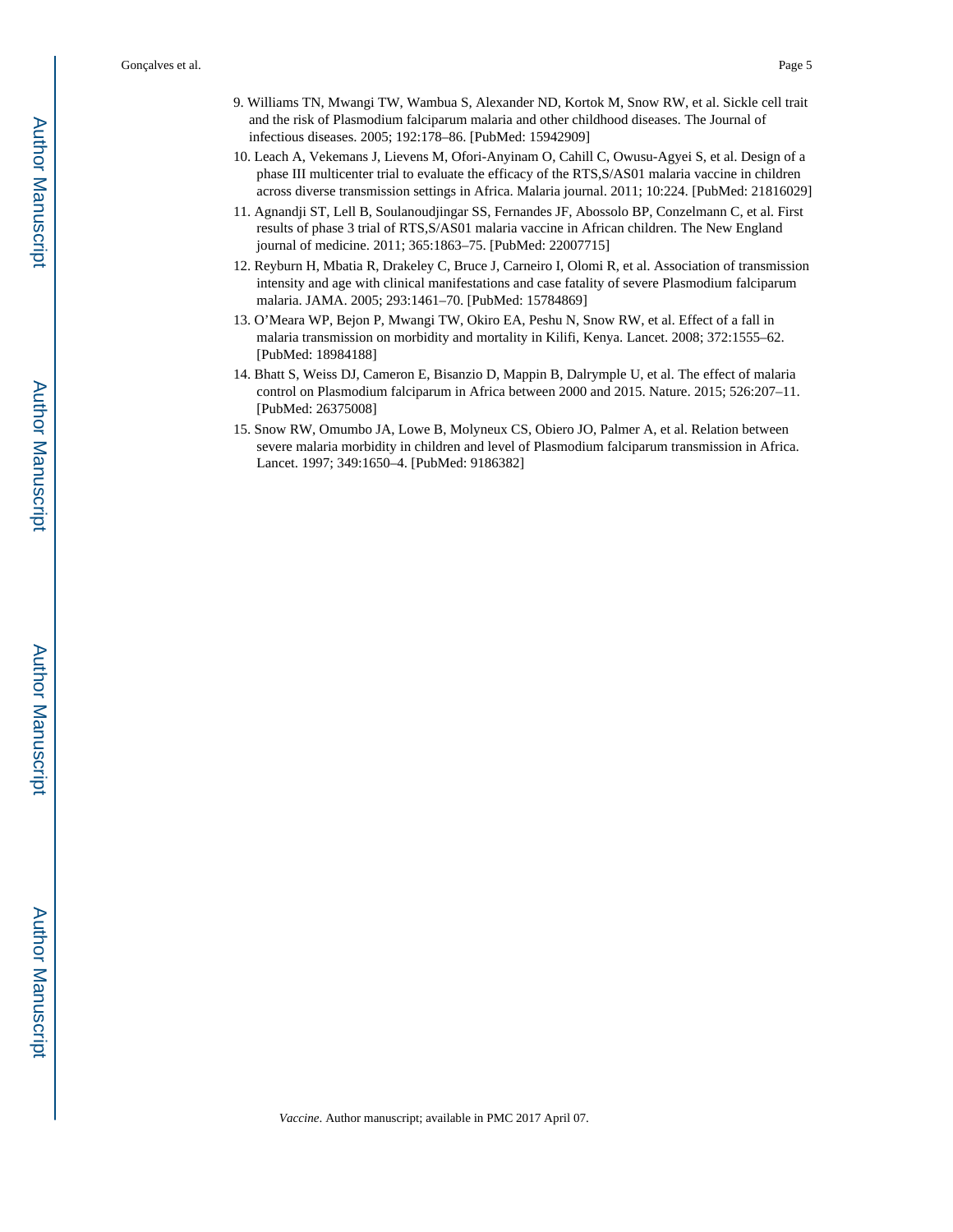9. Williams TN, Mwangi TW, Wambua S, Alexander ND, Kortok M, Snow RW, et al. Sickle cell trait and the risk of Plasmodium falciparum malaria and other childhood diseases. The Journal of infectious diseases. 2005; 192:178–86. [PubMed: 15942909]
10. Leach A, Vekemans J, Lievens M, Ofori-Anyinam O, Cahill C, Owusu-Agyei S, et al. Design of a phase III multicenter trial to evaluate the efficacy of the RTS,S/AS01 malaria vaccine in children across diverse transmission settings in Africa. Malaria journal. 2011; 10:224. [PubMed: 21816029]
11. Agnandji ST, Lell B, Soulanoudjingar SS, Fernandes JF, Abossolo BP, Conzelmann C, et al. First results of phase 3 trial of RTS,S/AS01 malaria vaccine in African children. The New England journal of medicine. 2011; 365:1863–75. [PubMed: 22007715]
12. Reyburn H, Mbatia R, Drakeley C, Bruce J, Carneiro I, Olomi R, et al. Association of transmission intensity and age with clinical manifestations and case fatality of severe Plasmodium falciparum malaria. JAMA. 2005; 293:1461–70. [PubMed: 15784869]
13. O'Meara WP, Bejon P, Mwangi TW, Okiro EA, Peshu N, Snow RW, et al. Effect of a fall in malaria transmission on morbidity and mortality in Kilifi, Kenya. Lancet. 2008; 372:1555–62. [PubMed: 18984188]
14. Bhatt S, Weiss DJ, Cameron E, Bisanzio D, Mappin B, Dalrymple U, et al. The effect of malaria control on Plasmodium falciparum in Africa between 2000 and 2015. Nature. 2015; 526:207–11. [PubMed: 26375008]
15. Snow RW, Omumbo JA, Lowe B, Molyneux CS, Obiero JO, Palmer A, et al. Relation between severe malaria morbidity in children and level of Plasmodium falciparum transmission in Africa. Lancet. 1997; 349:1650–4. [PubMed: 9186382]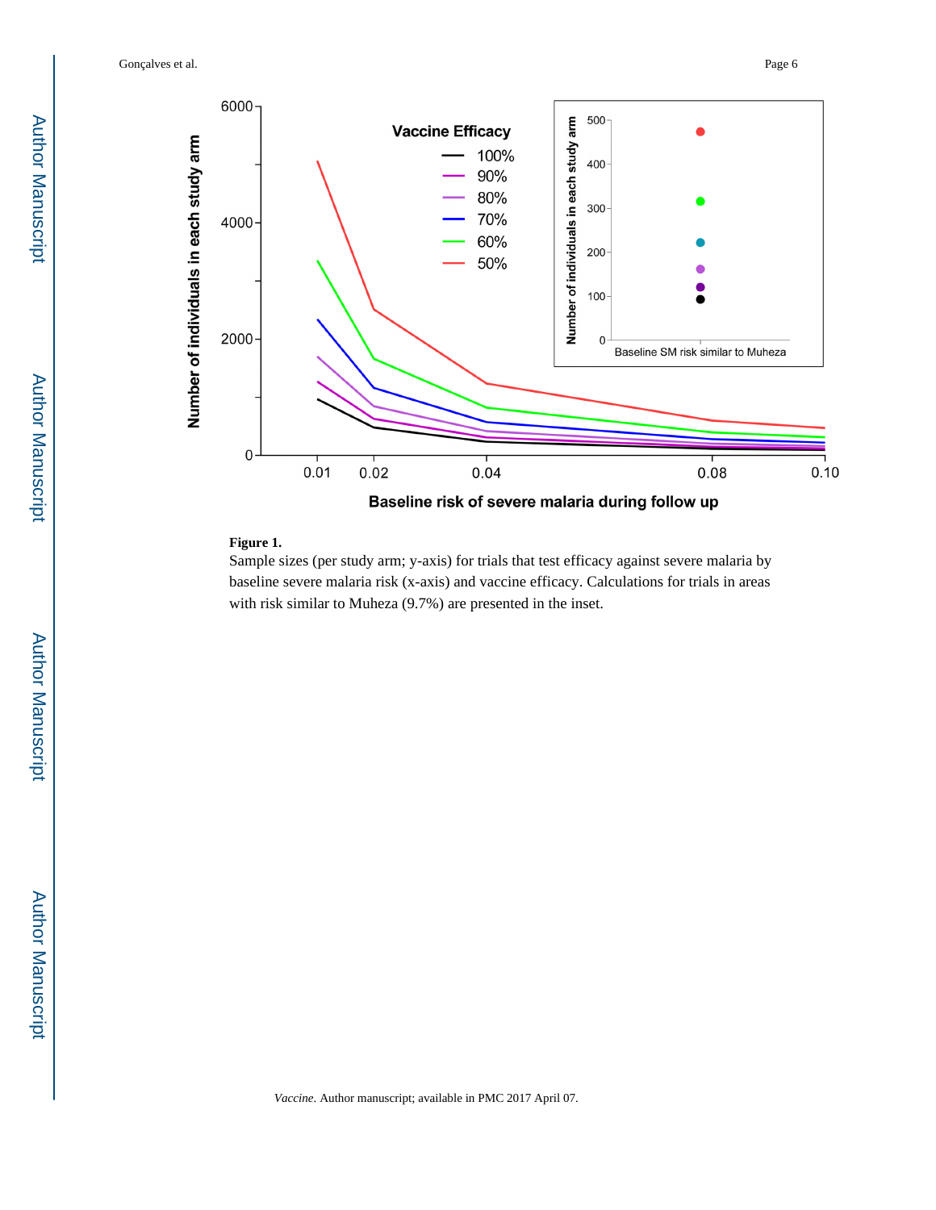Vaccine Efficacy

100%

90%

80%

70%

60%

50%

6000

4000

2000

0

0.01

0.02

0.04

0.08

0.10

Number of individuals in each study arm

Baseline risk of severe malaria during follow up

500

400

300

200

100

0

Number of individuals in each study arm

Baseline SM risk similar to Muheza

**Figure 1.**

Sample sizes (per study arm; y-axis) for trials that test efficacy against severe malaria by baseline severe malaria risk (x-axis) and vaccine efficacy. Calculations for trials in areas with risk similar to Muheza (9.7%) are presented in the inset.